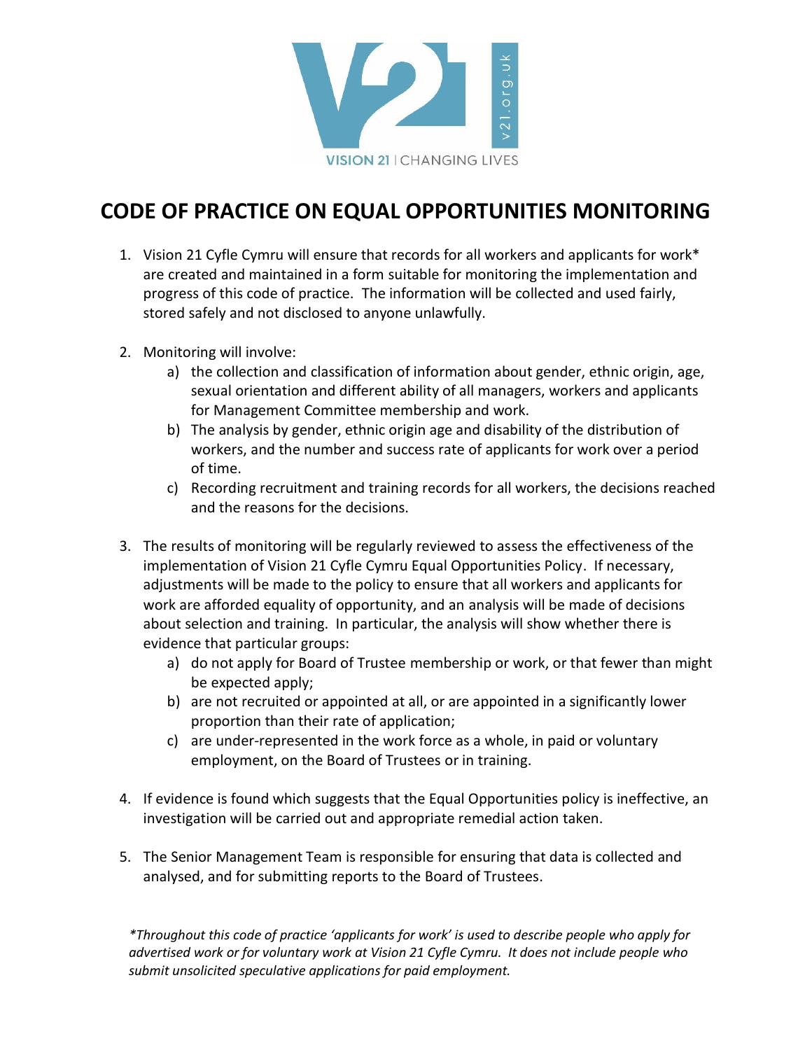# CODE OF PRACTICE ON EQUAL OPPORTUNITIES MONITORING

1. Vision 21 Cyfle Cymru will ensure that records for all workers and applicants for work* are created and maintained in a form suitable for monitoring the implementation and progress of this code of practice. The information will be collected and used fairly, stored safely and not disclosed to anyone unlawfully.

2. Monitoring will involve:
   a) the collection and classification of information about gender, ethnic origin, age, sexual orientation and different ability of all managers, workers and applicants for Management Committee membership and work.
   b) The analysis by gender, ethnic origin age and disability of the distribution of workers, and the number and success rate of applicants for work over a period of time.
   c) Recording recruitment and training records for all workers, the decisions reached and the reasons for the decisions.

3. The results of monitoring will be regularly reviewed to assess the effectiveness of the implementation of Vision 21 Cyfle Cymru Equal Opportunities Policy. If necessary, adjustments will be made to the policy to ensure that all workers and applicants for work are afforded equality of opportunity, and an analysis will be made of decisions about selection and training. In particular, the analysis will show whether there is evidence that particular groups:
   a) do not apply for Board of Trustee membership or work, or that fewer than might be expected apply;
   b) are not recruited or appointed at all, or are appointed in a significantly lower proportion than their rate of application;
   c) are under-represented in the work force as a whole, in paid or voluntary employment, on the Board of Trustees or in training.

4. If evidence is found which suggests that the Equal Opportunities policy is ineffective, an investigation will be carried out and appropriate remedial action taken.

5. The Senior Management Team is responsible for ensuring that data is collected and analysed, and for submitting reports to the Board of Trustees.

*\*Throughout this code of practice 'applicants for work' is used to describe people who apply for advertised work or for voluntary work at Vision 21 Cyfle Cymru. It does not include people who submit unsolicited speculative applications for paid employment.*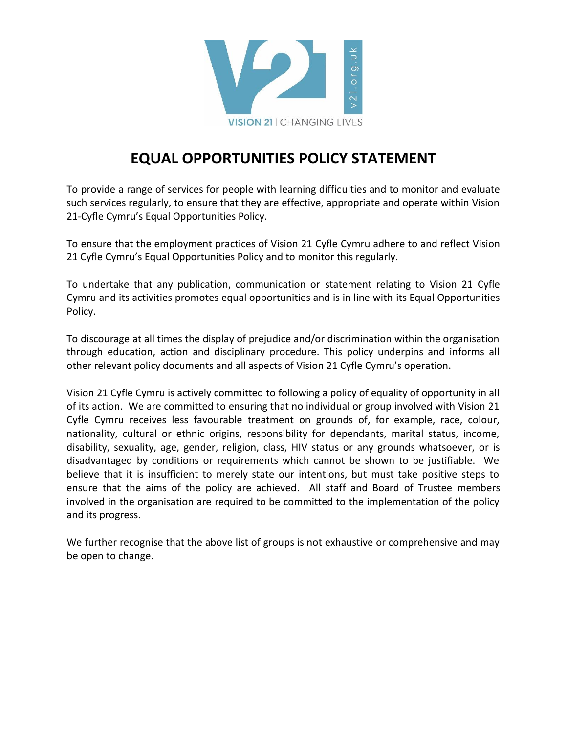VISION 21 | CHANGING LIVES

# EQUAL OPPORTUNITIES POLICY STATEMENT

To provide a range of services for people with learning difficulties and to monitor and evaluate such services regularly, to ensure that they are effective, appropriate and operate within Vision 21-Cyfle Cymru's Equal Opportunities Policy.

To ensure that the employment practices of Vision 21 Cyfle Cymru adhere to and reflect Vision 21 Cyfle Cymru's Equal Opportunities Policy and to monitor this regularly.

To undertake that any publication, communication or statement relating to Vision 21 Cyfle Cymru and its activities promotes equal opportunities and is in line with its Equal Opportunities Policy.

To discourage at all times the display of prejudice and/or discrimination within the organisation through education, action and disciplinary procedure. This policy underpins and informs all other relevant policy documents and all aspects of Vision 21 Cyfle Cymru's operation.

Vision 21 Cyfle Cymru is actively committed to following a policy of equality of opportunity in all of its action. We are committed to ensuring that no individual or group involved with Vision 21 Cyfle Cymru receives less favourable treatment on grounds of, for example, race, colour, nationality, cultural or ethnic origins, responsibility for dependants, marital status, income, disability, sexuality, age, gender, religion, class, HIV status or any grounds whatsoever, or is disadvantaged by conditions or requirements which cannot be shown to be justifiable. We believe that it is insufficient to merely state our intentions, but must take positive steps to ensure that the aims of the policy are achieved. All staff and Board of Trustee members involved in the organisation are required to be committed to the implementation of the policy and its progress.

We further recognise that the above list of groups is not exhaustive or comprehensive and may be open to change.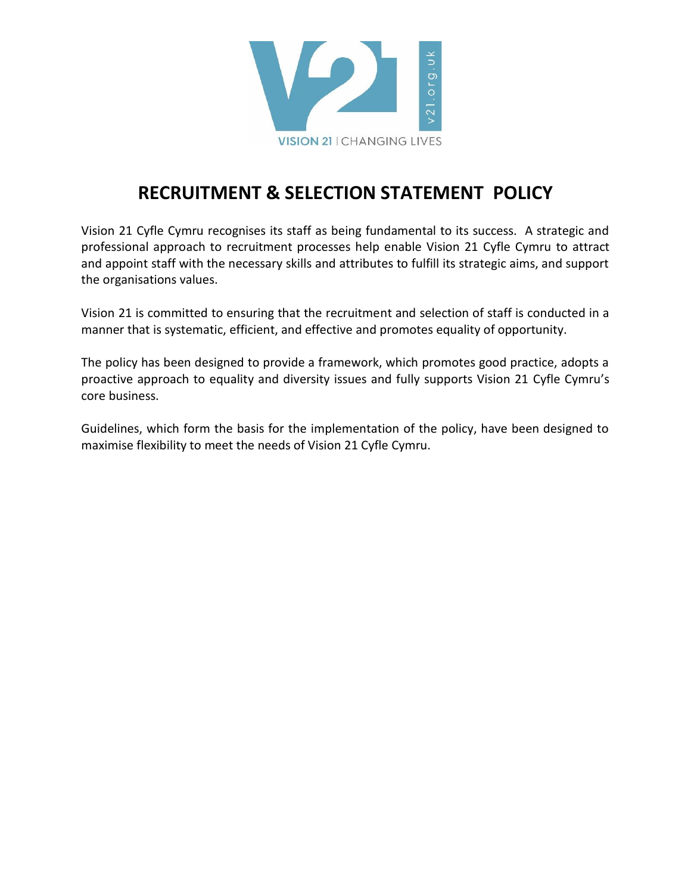# RECRUITMENT & SELECTION STATEMENT POLICY

Vision 21 Cyfle Cymru recognises its staff as being fundamental to its success. A strategic and professional approach to recruitment processes help enable Vision 21 Cyfle Cymru to attract and appoint staff with the necessary skills and attributes to fulfill its strategic aims, and support the organisations values.

Vision 21 is committed to ensuring that the recruitment and selection of staff is conducted in a manner that is systematic, efficient, and effective and promotes equality of opportunity.

The policy has been designed to provide a framework, which promotes good practice, adopts a proactive approach to equality and diversity issues and fully supports Vision 21 Cyfle Cymru's core business.

Guidelines, which form the basis for the implementation of the policy, have been designed to maximise flexibility to meet the needs of Vision 21 Cyfle Cymru.